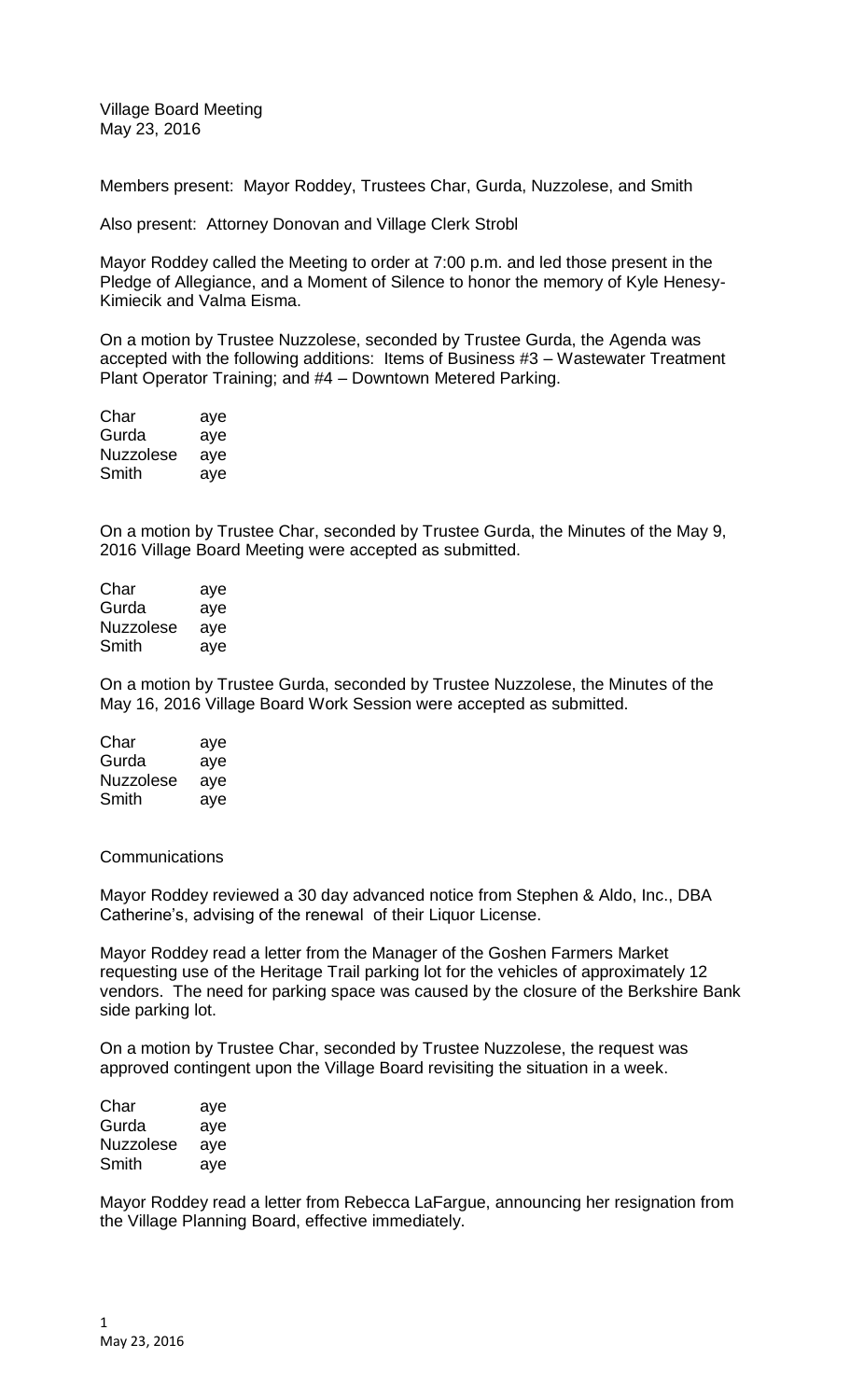Village Board Meeting
May 23, 2016

Members present: Mayor Roddey, Trustees Char, Gurda, Nuzzolese, and Smith

Also present: Attorney Donovan and Village Clerk Strobl

Mayor Roddey called the Meeting to order at 7:00 p.m. and led those present in the Pledge of Allegiance, and a Moment of Silence to honor the memory of Kyle Henesy-Kimiecik and Valma Eisma.

On a motion by Trustee Nuzzolese, seconded by Trustee Gurda, the Agenda was accepted with the following additions: Items of Business #3 – Wastewater Treatment Plant Operator Training; and #4 – Downtown Metered Parking.

| | |
|---|---|
| Char | aye |
| Gurda | aye |
| Nuzzolese | aye |
| Smith | aye |

On a motion by Trustee Char, seconded by Trustee Gurda, the Minutes of the May 9, 2016 Village Board Meeting were accepted as submitted.

| | |
|---|---|
| Char | aye |
| Gurda | aye |
| Nuzzolese | aye |
| Smith | aye |

On a motion by Trustee Gurda, seconded by Trustee Nuzzolese, the Minutes of the May 16, 2016 Village Board Work Session were accepted as submitted.

| | |
|---|---|
| Char | aye |
| Gurda | aye |
| Nuzzolese | aye |
| Smith | aye |

Communications

Mayor Roddey reviewed a 30 day advanced notice from Stephen & Aldo, Inc., DBA Catherine's, advising of the renewal of their Liquor License.

Mayor Roddey read a letter from the Manager of the Goshen Farmers Market requesting use of the Heritage Trail parking lot for the vehicles of approximately 12 vendors. The need for parking space was caused by the closure of the Berkshire Bank side parking lot.

On a motion by Trustee Char, seconded by Trustee Nuzzolese, the request was approved contingent upon the Village Board revisiting the situation in a week.

| | |
|---|---|
| Char | aye |
| Gurda | aye |
| Nuzzolese | aye |
| Smith | aye |

Mayor Roddey read a letter from Rebecca LaFargue, announcing her resignation from the Village Planning Board, effective immediately.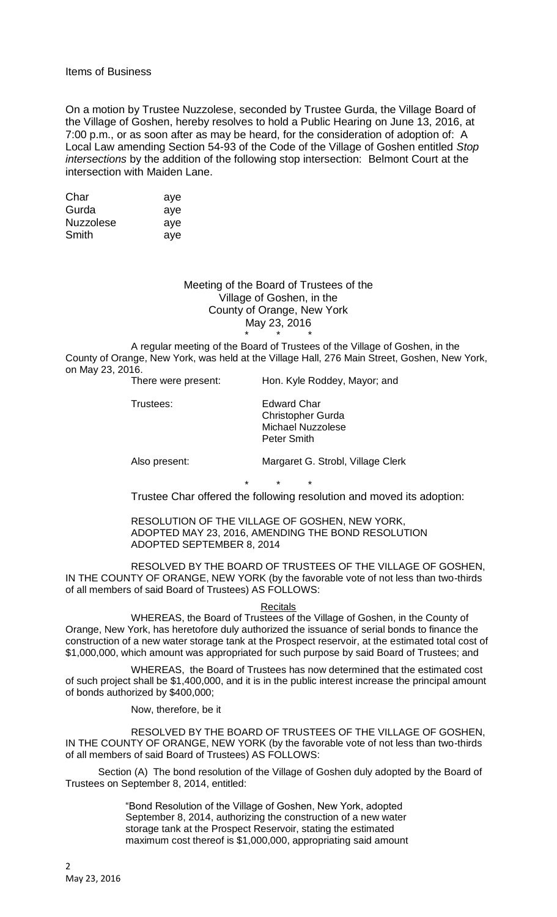Items of Business

On a motion by Trustee Nuzzolese, seconded by Trustee Gurda, the Village Board of the Village of Goshen, hereby resolves to hold a Public Hearing on June 13, 2016, at 7:00 p.m., or as soon after as may be heard, for the consideration of adoption of: A Local Law amending Section 54-93 of the Code of the Village of Goshen entitled *Stop intersections* by the addition of the following stop intersection: Belmont Court at the intersection with Maiden Lane.

| | |
|---|---|
| Char | aye |
| Gurda | aye |
| Nuzzolese | aye |
| Smith | aye |

Meeting of the Board of Trustees of the Village of Goshen, in the County of Orange, New York May 23, 2016

\* \* \*

A regular meeting of the Board of Trustees of the Village of Goshen, in the County of Orange, New York, was held at the Village Hall, 276 Main Street, Goshen, New York, on May 23, 2016.

There were present: Hon. Kyle Roddey, Mayor; and

Trustees: Edward Char
Christopher Gurda
Michael Nuzzolese
Peter Smith

Also present: Margaret G. Strobl, Village Clerk

\* \* \*

Trustee Char offered the following resolution and moved its adoption:

RESOLUTION OF THE VILLAGE OF GOSHEN, NEW YORK, ADOPTED MAY 23, 2016, AMENDING THE BOND RESOLUTION ADOPTED SEPTEMBER 8, 2014

RESOLVED BY THE BOARD OF TRUSTEES OF THE VILLAGE OF GOSHEN, IN THE COUNTY OF ORANGE, NEW YORK (by the favorable vote of not less than two-thirds of all members of said Board of Trustees) AS FOLLOWS:

Recitals

WHEREAS, the Board of Trustees of the Village of Goshen, in the County of Orange, New York, has heretofore duly authorized the issuance of serial bonds to finance the construction of a new water storage tank at the Prospect reservoir, at the estimated total cost of $1,000,000, which amount was appropriated for such purpose by said Board of Trustees; and

WHEREAS, the Board of Trustees has now determined that the estimated cost of such project shall be $1,400,000, and it is in the public interest increase the principal amount of bonds authorized by $400,000;

Now, therefore, be it

RESOLVED BY THE BOARD OF TRUSTEES OF THE VILLAGE OF GOSHEN, IN THE COUNTY OF ORANGE, NEW YORK (by the favorable vote of not less than two-thirds of all members of said Board of Trustees) AS FOLLOWS:

Section (A) The bond resolution of the Village of Goshen duly adopted by the Board of Trustees on September 8, 2014, entitled:

> "Bond Resolution of the Village of Goshen, New York, adopted September 8, 2014, authorizing the construction of a new water storage tank at the Prospect Reservoir, stating the estimated maximum cost thereof is $1,000,000, appropriating said amount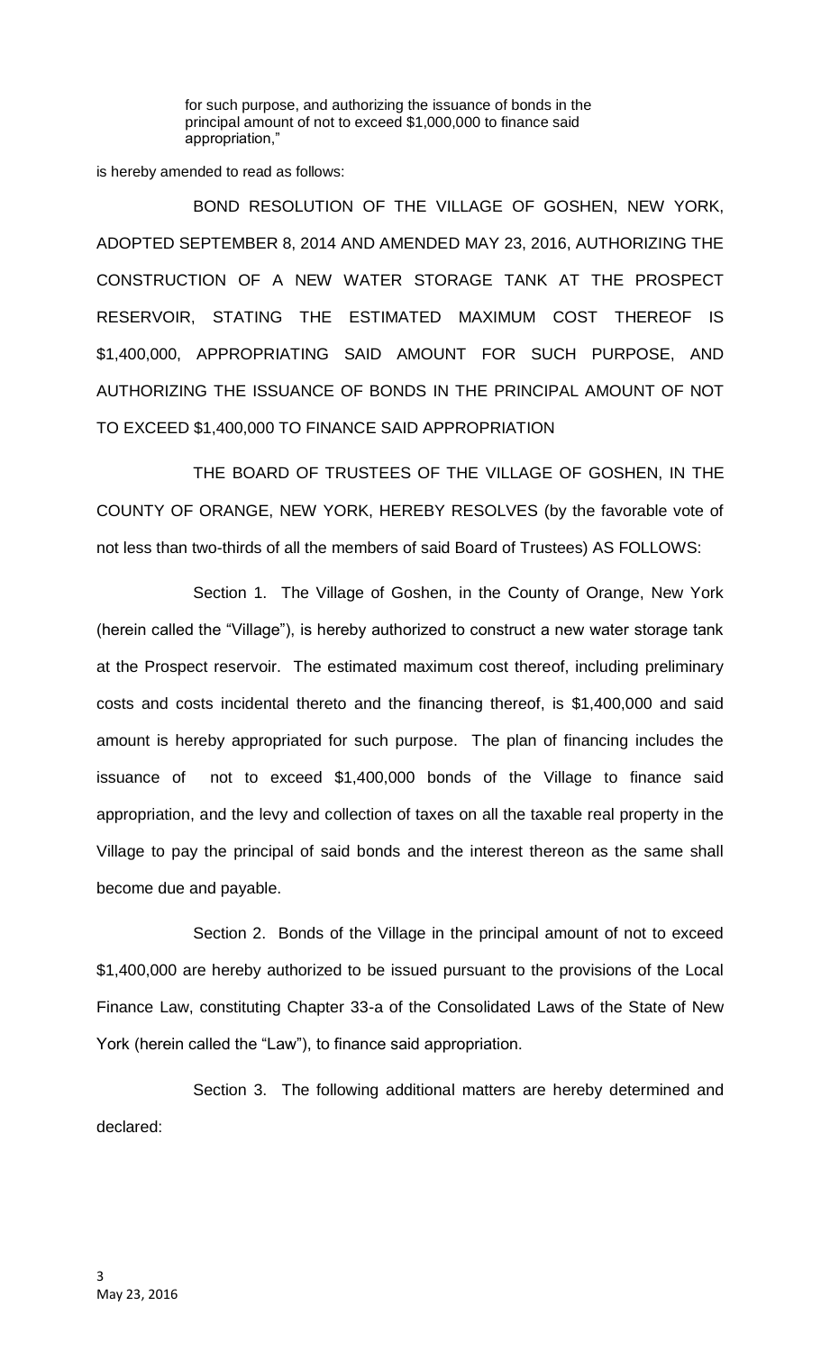for such purpose, and authorizing the issuance of bonds in the principal amount of not to exceed $1,000,000 to finance said appropriation,"

is hereby amended to read as follows:

BOND RESOLUTION OF THE VILLAGE OF GOSHEN, NEW YORK, ADOPTED SEPTEMBER 8, 2014 AND AMENDED MAY 23, 2016, AUTHORIZING THE CONSTRUCTION OF A NEW WATER STORAGE TANK AT THE PROSPECT RESERVOIR, STATING THE ESTIMATED MAXIMUM COST THEREOF IS $1,400,000, APPROPRIATING SAID AMOUNT FOR SUCH PURPOSE, AND AUTHORIZING THE ISSUANCE OF BONDS IN THE PRINCIPAL AMOUNT OF NOT TO EXCEED $1,400,000 TO FINANCE SAID APPROPRIATION

THE BOARD OF TRUSTEES OF THE VILLAGE OF GOSHEN, IN THE COUNTY OF ORANGE, NEW YORK, HEREBY RESOLVES (by the favorable vote of not less than two-thirds of all the members of said Board of Trustees) AS FOLLOWS:

Section 1. The Village of Goshen, in the County of Orange, New York (herein called the "Village"), is hereby authorized to construct a new water storage tank at the Prospect reservoir. The estimated maximum cost thereof, including preliminary costs and costs incidental thereto and the financing thereof, is $1,400,000 and said amount is hereby appropriated for such purpose. The plan of financing includes the issuance of not to exceed $1,400,000 bonds of the Village to finance said appropriation, and the levy and collection of taxes on all the taxable real property in the Village to pay the principal of said bonds and the interest thereon as the same shall become due and payable.

Section 2. Bonds of the Village in the principal amount of not to exceed $1,400,000 are hereby authorized to be issued pursuant to the provisions of the Local Finance Law, constituting Chapter 33-a of the Consolidated Laws of the State of New York (herein called the "Law"), to finance said appropriation.

Section 3. The following additional matters are hereby determined and declared: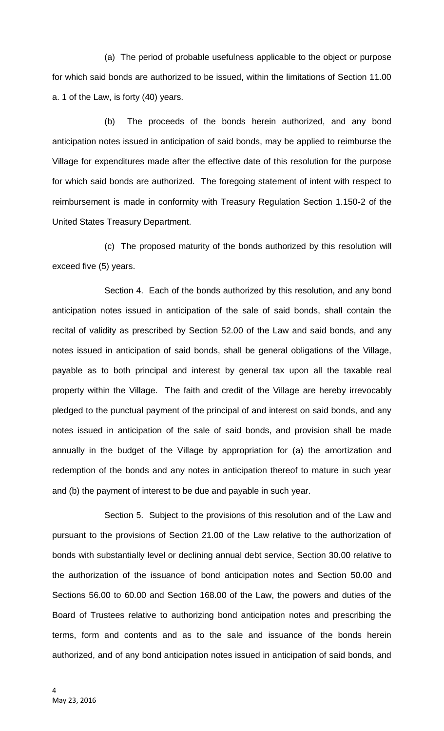(a) The period of probable usefulness applicable to the object or purpose for which said bonds are authorized to be issued, within the limitations of Section 11.00 a. 1 of the Law, is forty (40) years.

(b) The proceeds of the bonds herein authorized, and any bond anticipation notes issued in anticipation of said bonds, may be applied to reimburse the Village for expenditures made after the effective date of this resolution for the purpose for which said bonds are authorized. The foregoing statement of intent with respect to reimbursement is made in conformity with Treasury Regulation Section 1.150-2 of the United States Treasury Department.

(c) The proposed maturity of the bonds authorized by this resolution will exceed five (5) years.

Section 4. Each of the bonds authorized by this resolution, and any bond anticipation notes issued in anticipation of the sale of said bonds, shall contain the recital of validity as prescribed by Section 52.00 of the Law and said bonds, and any notes issued in anticipation of said bonds, shall be general obligations of the Village, payable as to both principal and interest by general tax upon all the taxable real property within the Village. The faith and credit of the Village are hereby irrevocably pledged to the punctual payment of the principal of and interest on said bonds, and any notes issued in anticipation of the sale of said bonds, and provision shall be made annually in the budget of the Village by appropriation for (a) the amortization and redemption of the bonds and any notes in anticipation thereof to mature in such year and (b) the payment of interest to be due and payable in such year.

Section 5. Subject to the provisions of this resolution and of the Law and pursuant to the provisions of Section 21.00 of the Law relative to the authorization of bonds with substantially level or declining annual debt service, Section 30.00 relative to the authorization of the issuance of bond anticipation notes and Section 50.00 and Sections 56.00 to 60.00 and Section 168.00 of the Law, the powers and duties of the Board of Trustees relative to authorizing bond anticipation notes and prescribing the terms, form and contents and as to the sale and issuance of the bonds herein authorized, and of any bond anticipation notes issued in anticipation of said bonds, and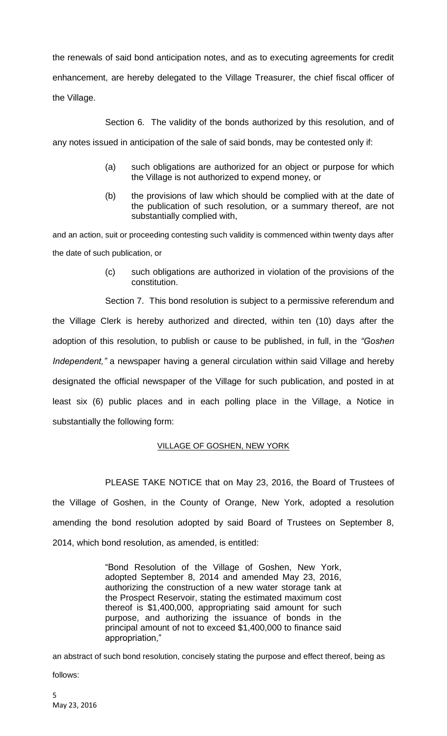the renewals of said bond anticipation notes, and as to executing agreements for credit enhancement, are hereby delegated to the Village Treasurer, the chief fiscal officer of the Village.

Section 6. The validity of the bonds authorized by this resolution, and of any notes issued in anticipation of the sale of said bonds, may be contested only if:

(a) such obligations are authorized for an object or purpose for which the Village is not authorized to expend money, or

(b) the provisions of law which should be complied with at the date of the publication of such resolution, or a summary thereof, are not substantially complied with,

and an action, suit or proceeding contesting such validity is commenced within twenty days after the date of such publication, or

(c) such obligations are authorized in violation of the provisions of the constitution.

Section 7. This bond resolution is subject to a permissive referendum and the Village Clerk is hereby authorized and directed, within ten (10) days after the adoption of this resolution, to publish or cause to be published, in full, in the *"Goshen Independent,"* a newspaper having a general circulation within said Village and hereby designated the official newspaper of the Village for such publication, and posted in at least six (6) public places and in each polling place in the Village, a Notice in substantially the following form:

VILLAGE OF GOSHEN, NEW YORK

PLEASE TAKE NOTICE that on May 23, 2016, the Board of Trustees of the Village of Goshen, in the County of Orange, New York, adopted a resolution amending the bond resolution adopted by said Board of Trustees on September 8, 2014, which bond resolution, as amended, is entitled:

> "Bond Resolution of the Village of Goshen, New York, adopted September 8, 2014 and amended May 23, 2016, authorizing the construction of a new water storage tank at the Prospect Reservoir, stating the estimated maximum cost thereof is $1,400,000, appropriating said amount for such purpose, and authorizing the issuance of bonds in the principal amount of not to exceed $1,400,000 to finance said appropriation,"

an abstract of such bond resolution, concisely stating the purpose and effect thereof, being as follows: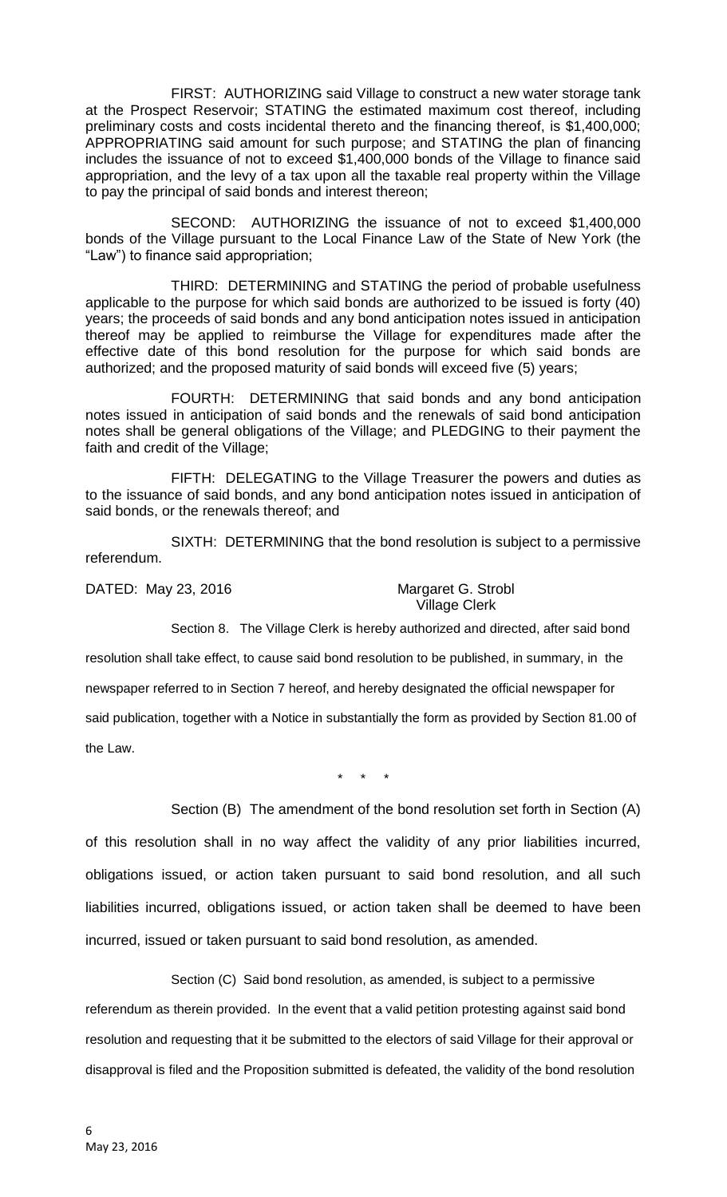FIRST: AUTHORIZING said Village to construct a new water storage tank at the Prospect Reservoir; STATING the estimated maximum cost thereof, including preliminary costs and costs incidental thereto and the financing thereof, is $1,400,000; APPROPRIATING said amount for such purpose; and STATING the plan of financing includes the issuance of not to exceed $1,400,000 bonds of the Village to finance said appropriation, and the levy of a tax upon all the taxable real property within the Village to pay the principal of said bonds and interest thereon;

SECOND: AUTHORIZING the issuance of not to exceed $1,400,000 bonds of the Village pursuant to the Local Finance Law of the State of New York (the "Law") to finance said appropriation;

THIRD: DETERMINING and STATING the period of probable usefulness applicable to the purpose for which said bonds are authorized to be issued is forty (40) years; the proceeds of said bonds and any bond anticipation notes issued in anticipation thereof may be applied to reimburse the Village for expenditures made after the effective date of this bond resolution for the purpose for which said bonds are authorized; and the proposed maturity of said bonds will exceed five (5) years;

FOURTH: DETERMINING that said bonds and any bond anticipation notes issued in anticipation of said bonds and the renewals of said bond anticipation notes shall be general obligations of the Village; and PLEDGING to their payment the faith and credit of the Village;

FIFTH: DELEGATING to the Village Treasurer the powers and duties as to the issuance of said bonds, and any bond anticipation notes issued in anticipation of said bonds, or the renewals thereof; and

SIXTH: DETERMINING that the bond resolution is subject to a permissive referendum.

DATED: May 23, 2016

Margaret G. Strobl
Village Clerk

Section 8. The Village Clerk is hereby authorized and directed, after said bond resolution shall take effect, to cause said bond resolution to be published, in summary, in the newspaper referred to in Section 7 hereof, and hereby designated the official newspaper for said publication, together with a Notice in substantially the form as provided by Section 81.00 of the Law.

\* \* \*

Section (B) The amendment of the bond resolution set forth in Section (A) of this resolution shall in no way affect the validity of any prior liabilities incurred, obligations issued, or action taken pursuant to said bond resolution, and all such liabilities incurred, obligations issued, or action taken shall be deemed to have been incurred, issued or taken pursuant to said bond resolution, as amended.

Section (C) Said bond resolution, as amended, is subject to a permissive referendum as therein provided. In the event that a valid petition protesting against said bond resolution and requesting that it be submitted to the electors of said Village for their approval or disapproval is filed and the Proposition submitted is defeated, the validity of the bond resolution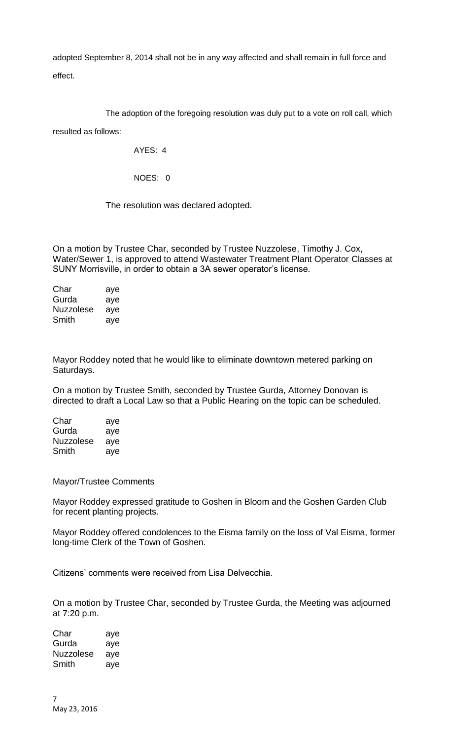adopted September 8, 2014 shall not be in any way affected and shall remain in full force and effect.

The adoption of the foregoing resolution was duly put to a vote on roll call, which resulted as follows:

AYES: 4

NOES: 0

The resolution was declared adopted.

On a motion by Trustee Char, seconded by Trustee Nuzzolese, Timothy J. Cox, Water/Sewer 1, is approved to attend Wastewater Treatment Plant Operator Classes at SUNY Morrisville, in order to obtain a 3A sewer operator's license.

| | |
|---|---|
| Char | aye |
| Gurda | aye |
| Nuzzolese | aye |
| Smith | aye |

Mayor Roddey noted that he would like to eliminate downtown metered parking on Saturdays.

On a motion by Trustee Smith, seconded by Trustee Gurda, Attorney Donovan is directed to draft a Local Law so that a Public Hearing on the topic can be scheduled.

| | |
|---|---|
| Char | aye |
| Gurda | aye |
| Nuzzolese | aye |
| Smith | aye |

Mayor/Trustee Comments

Mayor Roddey expressed gratitude to Goshen in Bloom and the Goshen Garden Club for recent planting projects.

Mayor Roddey offered condolences to the Eisma family on the loss of Val Eisma, former long-time Clerk of the Town of Goshen.

Citizens' comments were received from Lisa Delvecchia.

On a motion by Trustee Char, seconded by Trustee Gurda, the Meeting was adjourned at 7:20 p.m.

| | |
|---|---|
| Char | aye |
| Gurda | aye |
| Nuzzolese | aye |
| Smith | aye |

May 23, 2016